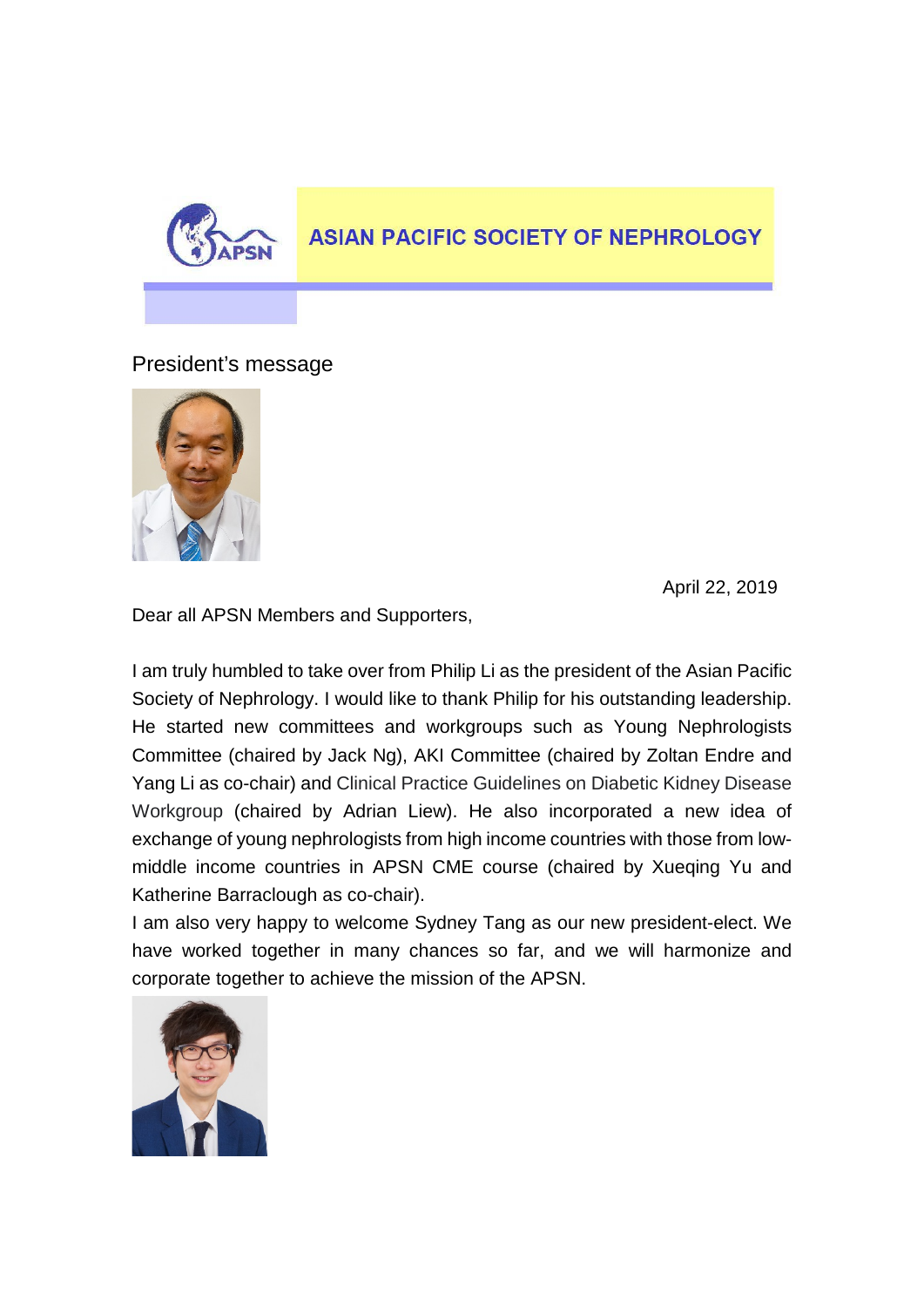# ASIAN PACIFIC SOCIETY OF NEPHROLOGY

## President's message

April 22, 2019

Dear all APSN Members and Supporters,

I am truly humbled to take over from Philip Li as the president of the Asian Pacific Society of Nephrology. I would like to thank Philip for his outstanding leadership. He started new committees and workgroups such as Young Nephrologists Committee (chaired by Jack Ng), AKI Committee (chaired by Zoltan Endre and Yang Li as co-chair) and Clinical Practice Guidelines on Diabetic Kidney Disease Workgroup (chaired by Adrian Liew). He also incorporated a new idea of exchange of young nephrologists from high income countries with those from low-middle income countries in APSN CME course (chaired by Xueqing Yu and Katherine Barraclough as co-chair).

I am also very happy to welcome Sydney Tang as our new president-elect. We have worked together in many chances so far, and we will harmonize and corporate together to achieve the mission of the APSN.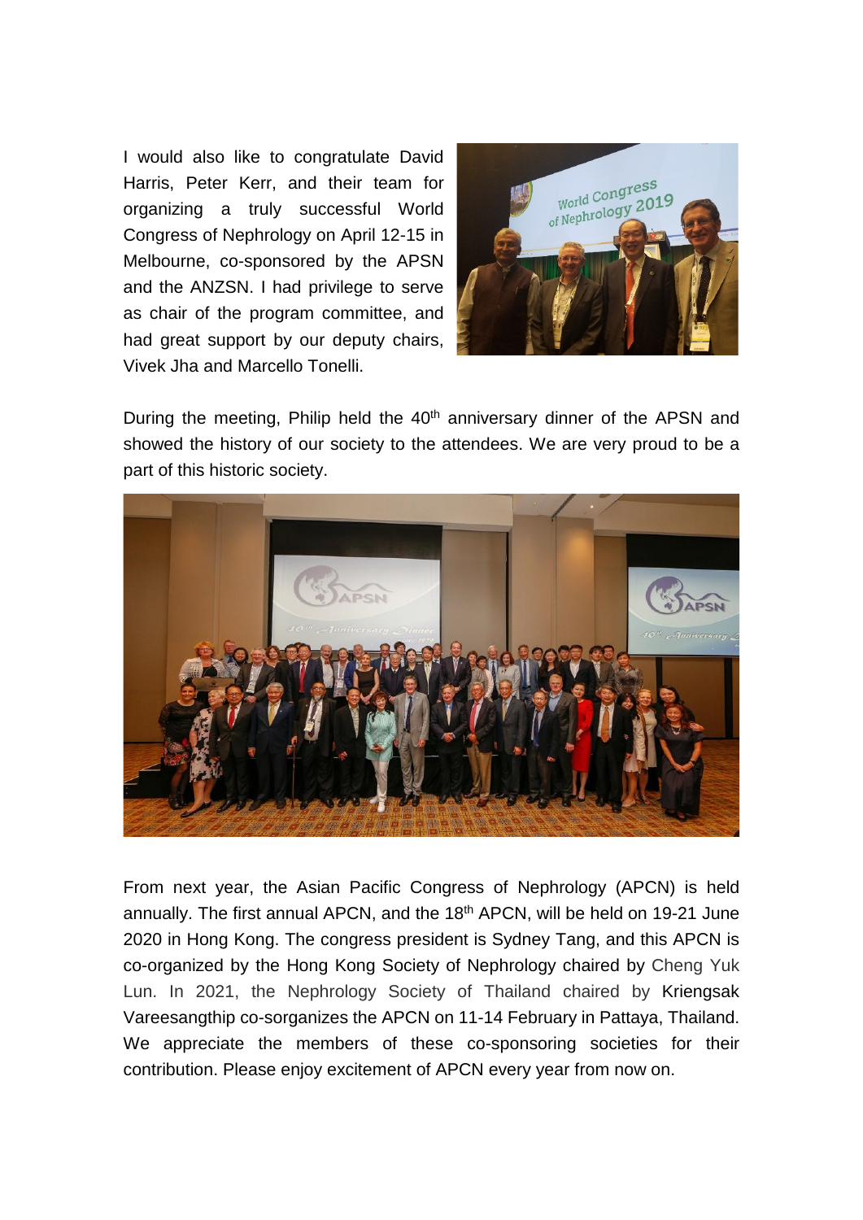I would also like to congratulate David Harris, Peter Kerr, and their team for organizing a truly successful World Congress of Nephrology on April 12-15 in Melbourne, co-sponsored by the APSN and the ANZSN. I had privilege to serve as chair of the program committee, and had great support by our deputy chairs, Vivek Jha and Marcello Tonelli.

During the meeting, Philip held the 40th anniversary dinner of the APSN and showed the history of our society to the attendees. We are very proud to be a part of this historic society.

From next year, the Asian Pacific Congress of Nephrology (APCN) is held annually. The first annual APCN, and the 18th APCN, will be held on 19-21 June 2020 in Hong Kong. The congress president is Sydney Tang, and this APCN is co-organized by the Hong Kong Society of Nephrology chaired by Cheng Yuk Lun. In 2021, the Nephrology Society of Thailand chaired by Kriengsak Vareesangthip co-sorganizes the APCN on 11-14 February in Pattaya, Thailand. We appreciate the members of these co-sponsoring societies for their contribution. Please enjoy excitement of APCN every year from now on.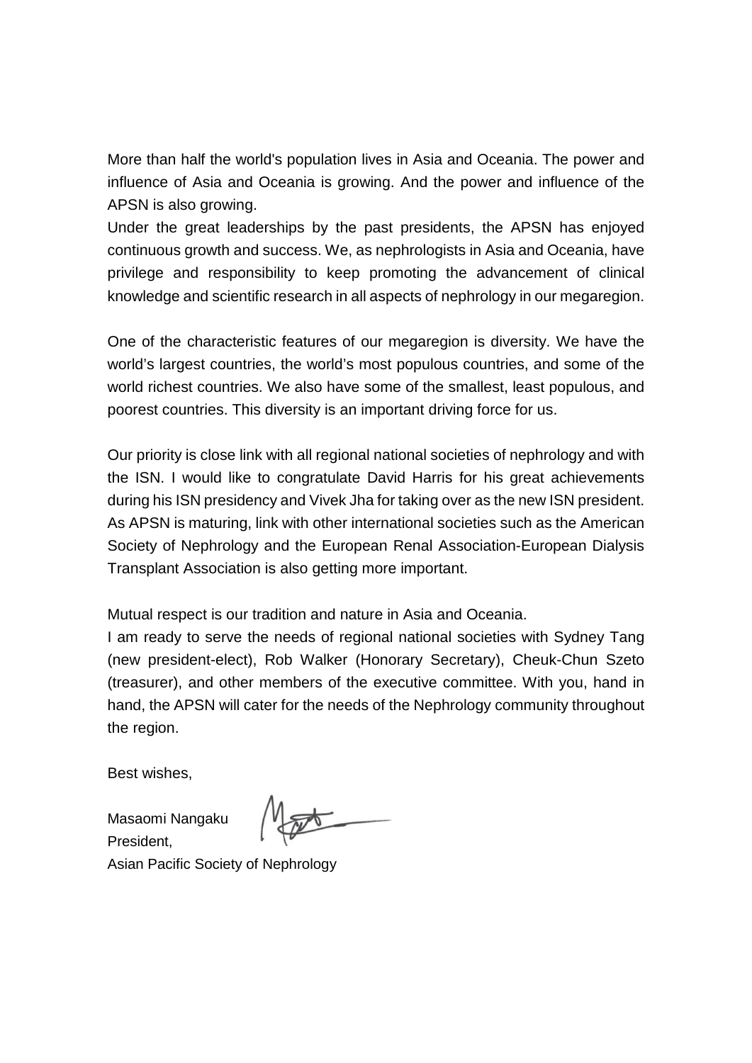More than half the world's population lives in Asia and Oceania. The power and influence of Asia and Oceania is growing. And the power and influence of the APSN is also growing.
Under the great leaderships by the past presidents, the APSN has enjoyed continuous growth and success. We, as nephrologists in Asia and Oceania, have privilege and responsibility to keep promoting the advancement of clinical knowledge and scientific research in all aspects of nephrology in our megaregion.

One of the characteristic features of our megaregion is diversity. We have the world's largest countries, the world's most populous countries, and some of the world richest countries. We also have some of the smallest, least populous, and poorest countries. This diversity is an important driving force for us.

Our priority is close link with all regional national societies of nephrology and with the ISN. I would like to congratulate David Harris for his great achievements during his ISN presidency and Vivek Jha for taking over as the new ISN president. As APSN is maturing, link with other international societies such as the American Society of Nephrology and the European Renal Association-European Dialysis Transplant Association is also getting more important.

Mutual respect is our tradition and nature in Asia and Oceania.
I am ready to serve the needs of regional national societies with Sydney Tang (new president-elect), Rob Walker (Honorary Secretary), Cheuk-Chun Szeto (treasurer), and other members of the executive committee. With you, hand in hand, the APSN will cater for the needs of the Nephrology community throughout the region.

Best wishes,

Masaomi Nangaku
President,
Asian Pacific Society of Nephrology